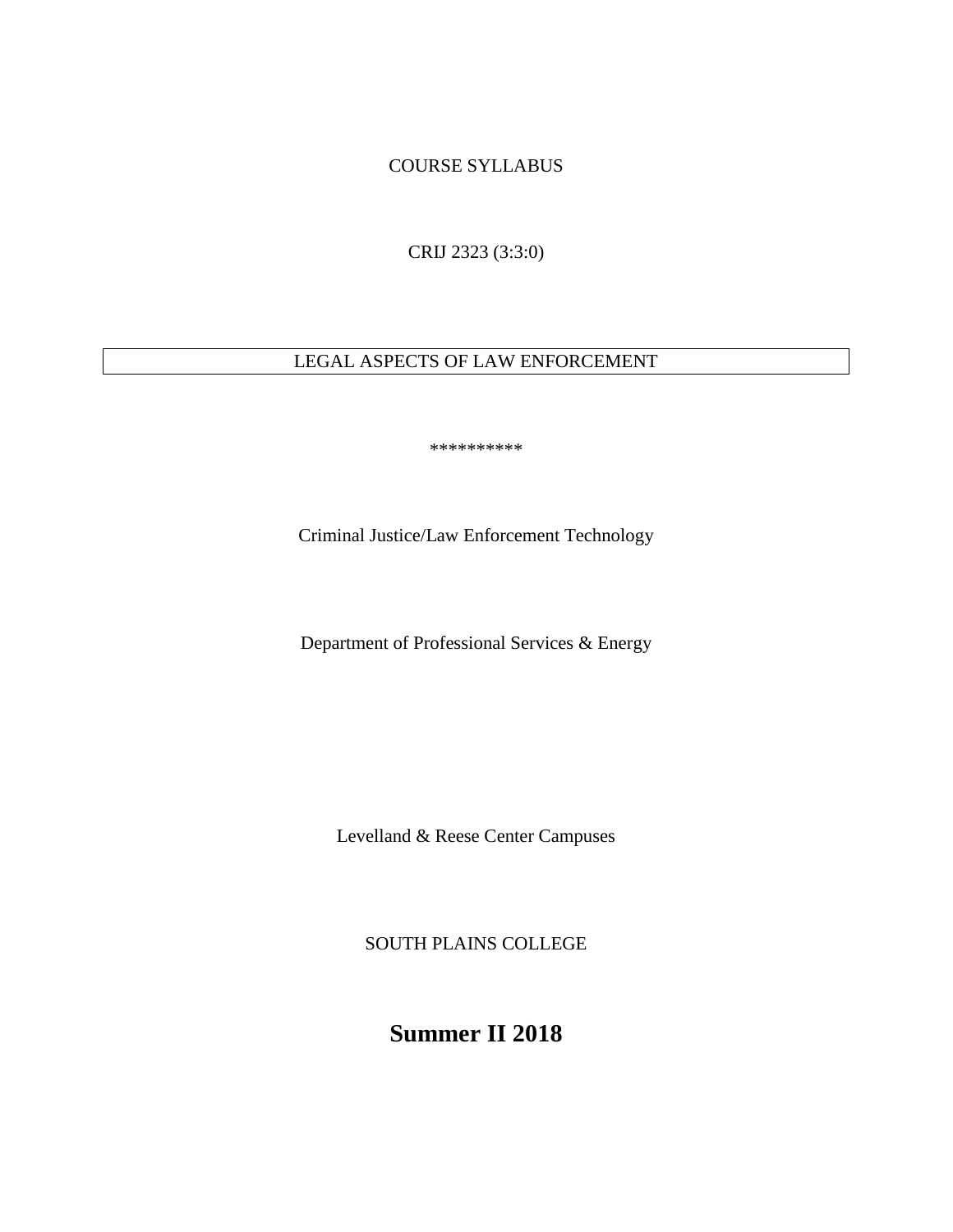COURSE SYLLABUS

CRIJ 2323 (3:3:0)

LEGAL ASPECTS OF LAW ENFORCEMENT

**********

Criminal Justice/Law Enforcement Technology

Department of Professional Services & Energy

Levelland & Reese Center Campuses

SOUTH PLAINS COLLEGE

# Summer II 2018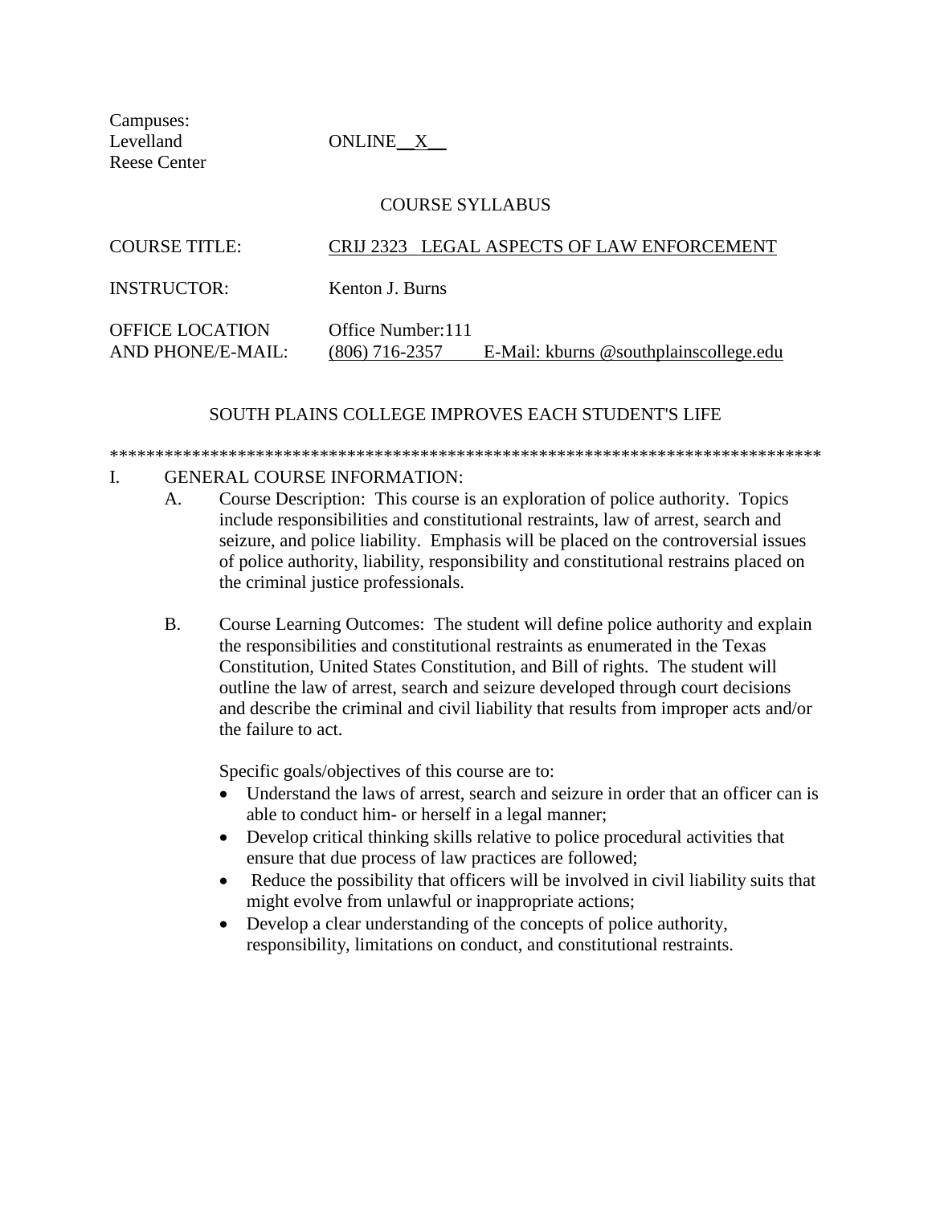Campuses:
Levelland
Reese Center

ONLINE __X__

COURSE SYLLABUS

| | |
|---|---|
| COURSE TITLE: | CRIJ 2323 LEGAL ASPECTS OF LAW ENFORCEMENT |
| INSTRUCTOR: | Kenton J. Burns |
| OFFICE LOCATION AND PHONE/E-MAIL: | Office Number:111<br>(806) 716-2357 E-Mail: kburns @southplainscollege.edu |

SOUTH PLAINS COLLEGE IMPROVES EACH STUDENT'S LIFE

*******************************************************************************

I. GENERAL COURSE INFORMATION:

A. Course Description: This course is an exploration of police authority. Topics include responsibilities and constitutional restraints, law of arrest, search and seizure, and police liability. Emphasis will be placed on the controversial issues of police authority, liability, responsibility and constitutional restrains placed on the criminal justice professionals.

B. Course Learning Outcomes: The student will define police authority and explain the responsibilities and constitutional restraints as enumerated in the Texas Constitution, United States Constitution, and Bill of rights. The student will outline the law of arrest, search and seizure developed through court decisions and describe the criminal and civil liability that results from improper acts and/or the failure to act.

Specific goals/objectives of this course are to:

- Understand the laws of arrest, search and seizure in order that an officer can is able to conduct him- or herself in a legal manner;
- Develop critical thinking skills relative to police procedural activities that ensure that due process of law practices are followed;
- Reduce the possibility that officers will be involved in civil liability suits that might evolve from unlawful or inappropriate actions;
- Develop a clear understanding of the concepts of police authority, responsibility, limitations on conduct, and constitutional restraints.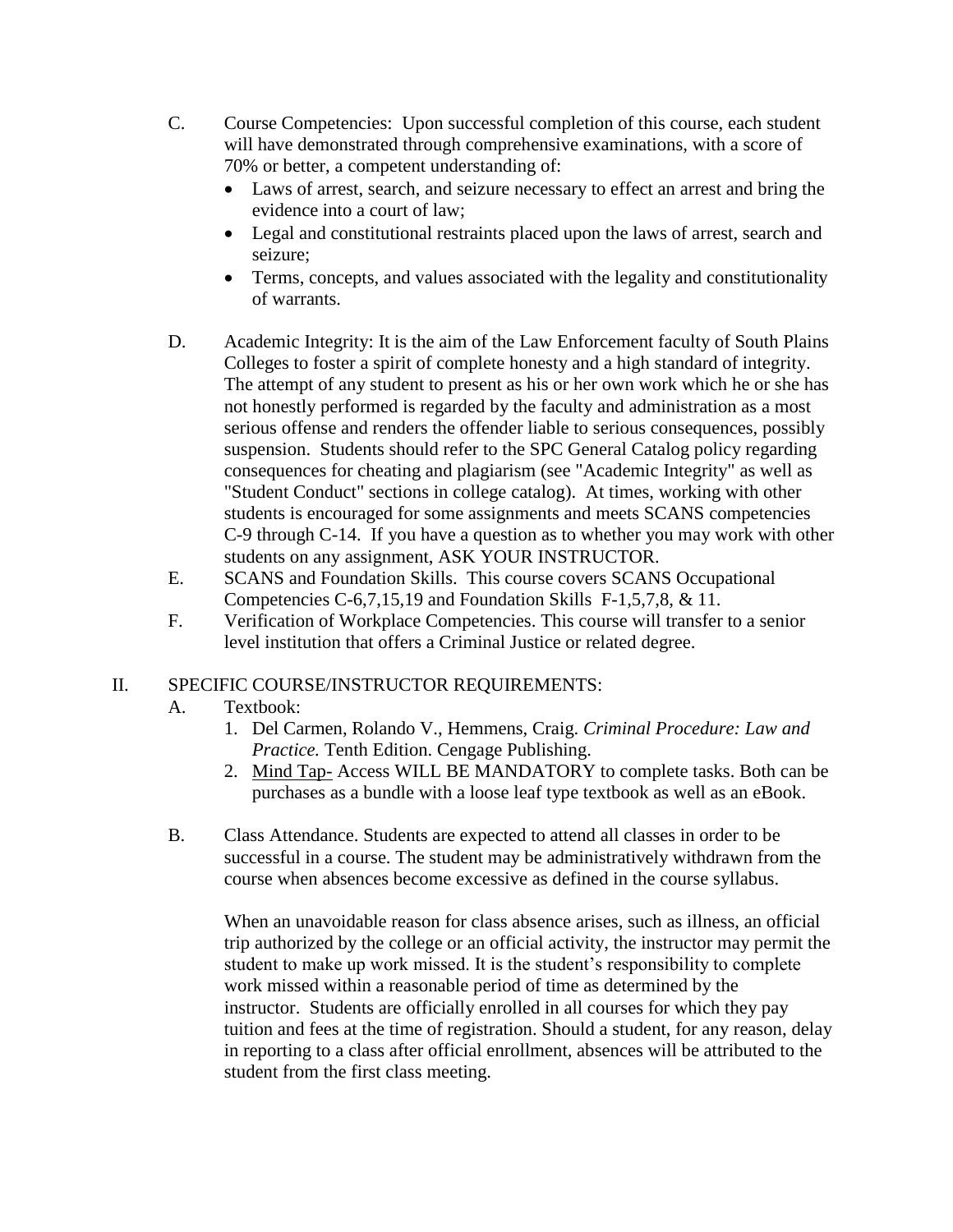C. Course Competencies: Upon successful completion of this course, each student will have demonstrated through comprehensive examinations, with a score of 70% or better, a competent understanding of:

- Laws of arrest, search, and seizure necessary to effect an arrest and bring the evidence into a court of law;
- Legal and constitutional restraints placed upon the laws of arrest, search and seizure;
- Terms, concepts, and values associated with the legality and constitutionality of warrants.

D. Academic Integrity: It is the aim of the Law Enforcement faculty of South Plains Colleges to foster a spirit of complete honesty and a high standard of integrity. The attempt of any student to present as his or her own work which he or she has not honestly performed is regarded by the faculty and administration as a most serious offense and renders the offender liable to serious consequences, possibly suspension. Students should refer to the SPC General Catalog policy regarding consequences for cheating and plagiarism (see "Academic Integrity" as well as "Student Conduct" sections in college catalog). At times, working with other students is encouraged for some assignments and meets SCANS competencies C-9 through C-14. If you have a question as to whether you may work with other students on any assignment, ASK YOUR INSTRUCTOR.

E. SCANS and Foundation Skills. This course covers SCANS Occupational Competencies C-6,7,15,19 and Foundation Skills F-1,5,7,8, & 11.

F. Verification of Workplace Competencies. This course will transfer to a senior level institution that offers a Criminal Justice or related degree.

## II. SPECIFIC COURSE/INSTRUCTOR REQUIREMENTS:

A. Textbook:

1. Del Carmen, Rolando V., Hemmens, Craig. *Criminal Procedure: Law and Practice.* Tenth Edition. Cengage Publishing.
2. Mind Tap- Access WILL BE MANDATORY to complete tasks. Both can be purchases as a bundle with a loose leaf type textbook as well as an eBook.

B. Class Attendance. Students are expected to attend all classes in order to be successful in a course. The student may be administratively withdrawn from the course when absences become excessive as defined in the course syllabus.

When an unavoidable reason for class absence arises, such as illness, an official trip authorized by the college or an official activity, the instructor may permit the student to make up work missed. It is the student's responsibility to complete work missed within a reasonable period of time as determined by the instructor. Students are officially enrolled in all courses for which they pay tuition and fees at the time of registration. Should a student, for any reason, delay in reporting to a class after official enrollment, absences will be attributed to the student from the first class meeting.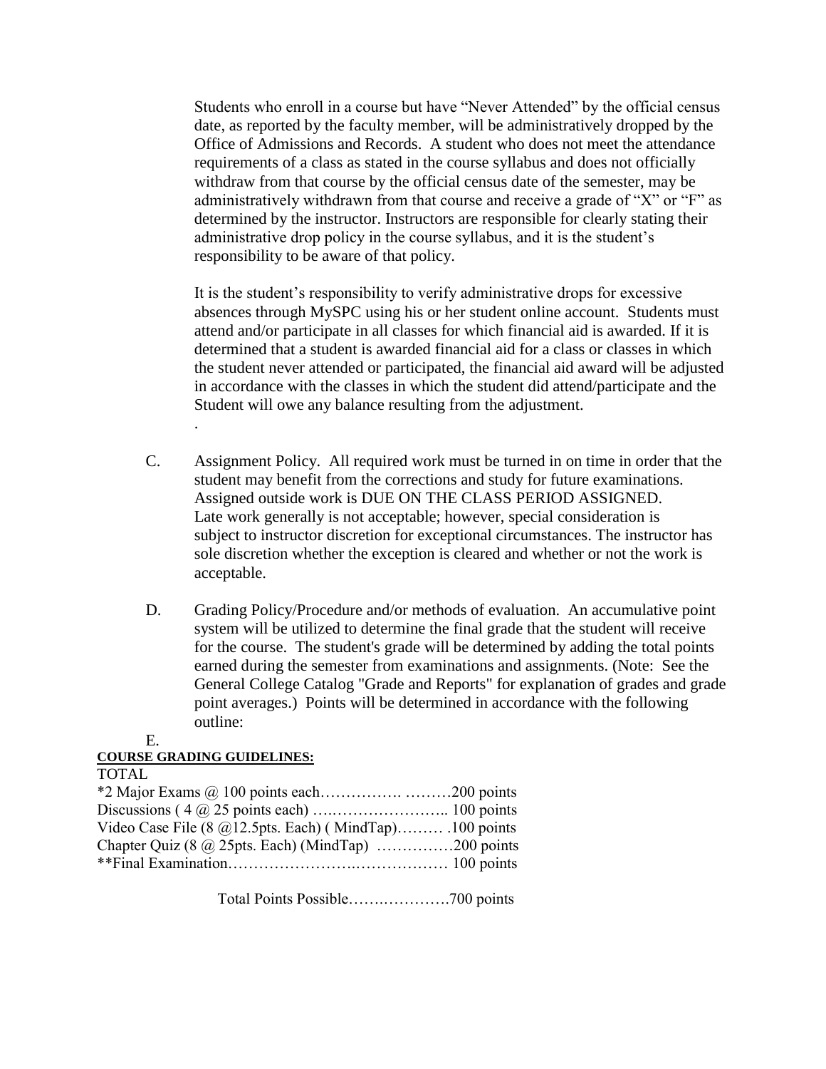Students who enroll in a course but have "Never Attended" by the official census date, as reported by the faculty member, will be administratively dropped by the Office of Admissions and Records. A student who does not meet the attendance requirements of a class as stated in the course syllabus and does not officially withdraw from that course by the official census date of the semester, may be administratively withdrawn from that course and receive a grade of "X" or "F" as determined by the instructor. Instructors are responsible for clearly stating their administrative drop policy in the course syllabus, and it is the student's responsibility to be aware of that policy.

It is the student's responsibility to verify administrative drops for excessive absences through MySPC using his or her student online account. Students must attend and/or participate in all classes for which financial aid is awarded. If it is determined that a student is awarded financial aid for a class or classes in which the student never attended or participated, the financial aid award will be adjusted in accordance with the classes in which the student did attend/participate and the Student will owe any balance resulting from the adjustment.

.

C. Assignment Policy. All required work must be turned in on time in order that the student may benefit from the corrections and study for future examinations. Assigned outside work is DUE ON THE CLASS PERIOD ASSIGNED. Late work generally is not acceptable; however, special consideration is subject to instructor discretion for exceptional circumstances. The instructor has sole discretion whether the exception is cleared and whether or not the work is acceptable.

D. Grading Policy/Procedure and/or methods of evaluation. An accumulative point system will be utilized to determine the final grade that the student will receive for the course. The student's grade will be determined by adding the total points earned during the semester from examinations and assignments. (Note: See the General College Catalog "Grade and Reports" for explanation of grades and grade point averages.) Points will be determined in accordance with the following outline:

E.

**COURSE GRADING GUIDELINES:**

TOTAL

*2 Major Exams @ 100 points each……………. ………200 points
Discussions ( 4 @ 25 points each) …..………………….. 100 points
Video Case File (8 @12.5pts. Each) ( MindTap)……… .100 points
Chapter Quiz (8 @ 25pts. Each) (MindTap) ……………200 points
**Final Examination…………………….……………… 100 points

Total Points Possible…….………….700 points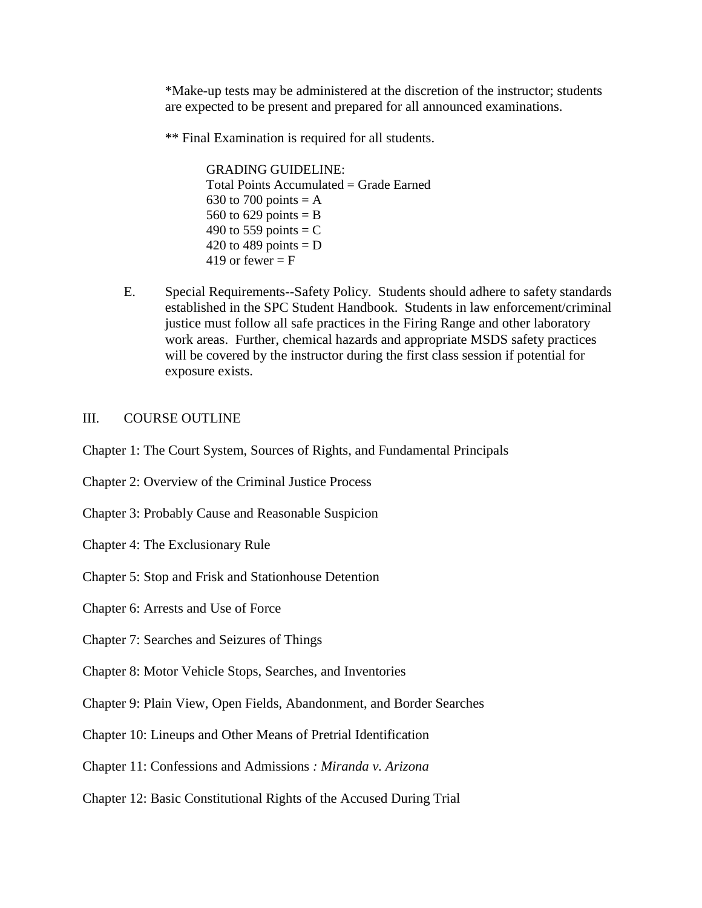*Make-up tests may be administered at the discretion of the instructor; students are expected to be present and prepared for all announced examinations.

** Final Examination is required for all students.

GRADING GUIDELINE:
Total Points Accumulated = Grade Earned
630 to 700 points = A
560 to 629 points = B
490 to 559 points = C
420 to 489 points = D
419 or fewer = F

E. Special Requirements--Safety Policy. Students should adhere to safety standards established in the SPC Student Handbook. Students in law enforcement/criminal justice must follow all safe practices in the Firing Range and other laboratory work areas. Further, chemical hazards and appropriate MSDS safety practices will be covered by the instructor during the first class session if potential for exposure exists.

## III. COURSE OUTLINE

Chapter 1: The Court System, Sources of Rights, and Fundamental Principals

Chapter 2: Overview of the Criminal Justice Process

Chapter 3: Probably Cause and Reasonable Suspicion

Chapter 4: The Exclusionary Rule

Chapter 5: Stop and Frisk and Stationhouse Detention

Chapter 6: Arrests and Use of Force

Chapter 7: Searches and Seizures of Things

Chapter 8: Motor Vehicle Stops, Searches, and Inventories

Chapter 9: Plain View, Open Fields, Abandonment, and Border Searches

Chapter 10: Lineups and Other Means of Pretrial Identification

Chapter 11: Confessions and Admissions *: Miranda v. Arizona*

Chapter 12: Basic Constitutional Rights of the Accused During Trial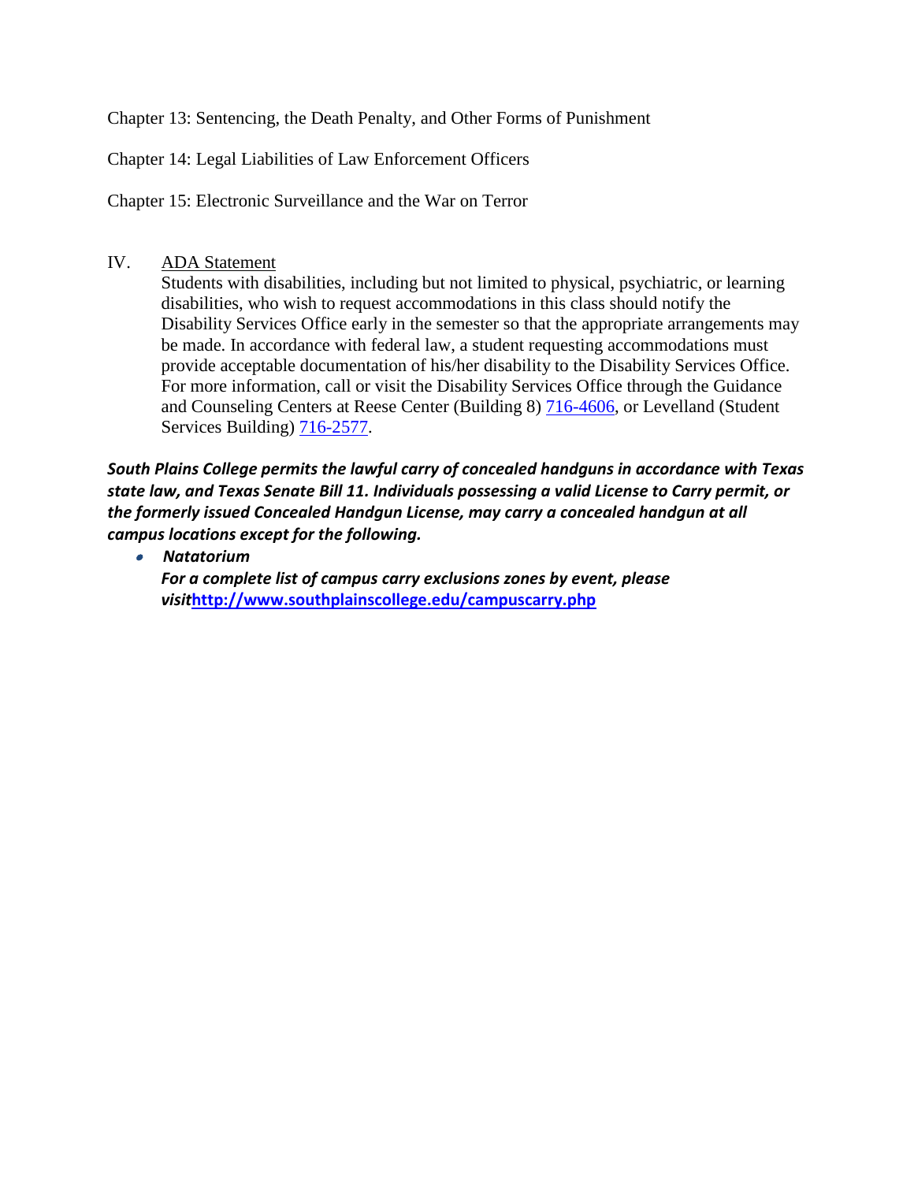Chapter 13: Sentencing, the Death Penalty, and Other Forms of Punishment

Chapter 14: Legal Liabilities of Law Enforcement Officers

Chapter 15: Electronic Surveillance and the War on Terror

IV. ADA Statement

Students with disabilities, including but not limited to physical, psychiatric, or learning disabilities, who wish to request accommodations in this class should notify the Disability Services Office early in the semester so that the appropriate arrangements may be made. In accordance with federal law, a student requesting accommodations must provide acceptable documentation of his/her disability to the Disability Services Office. For more information, call or visit the Disability Services Office through the Guidance and Counseling Centers at Reese Center (Building 8) 716-4606, or Levelland (Student Services Building) 716-2577.

***South Plains College permits the lawful carry of concealed handguns in accordance with Texas state law, and Texas Senate Bill 11. Individuals possessing a valid License to Carry permit, or the formerly issued Concealed Handgun License, may carry a concealed handgun at all campus locations except for the following.***

- ***Natatorium***

***For a complete list of campus carry exclusions zones by event, please visit[http://www.southplainscollege.edu/campuscarry.php](http://www.southplainscollege.edu/campuscarry.php)***